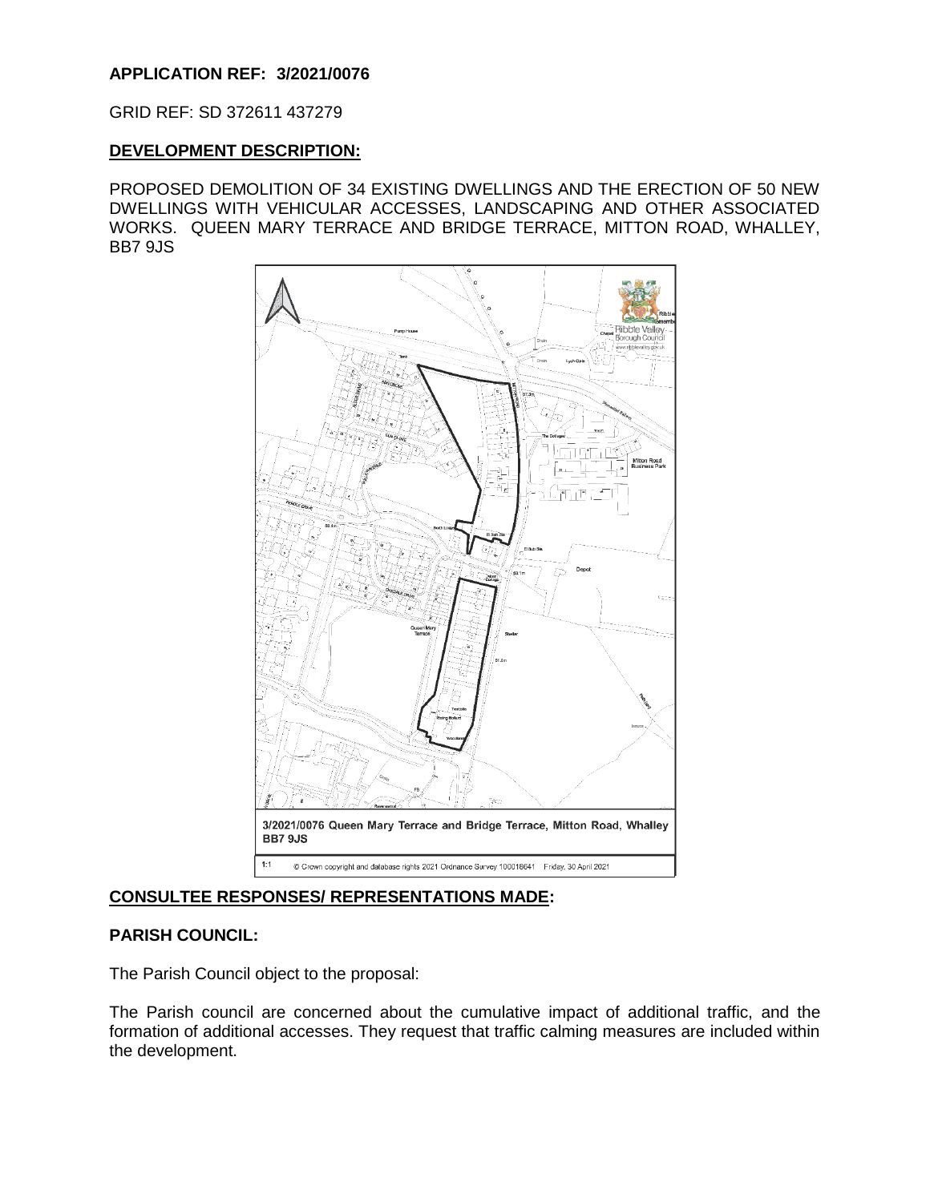**APPLICATION REF: 3/2021/0076**

GRID REF: SD 372611 437279

## DEVELOPMENT DESCRIPTION:

PROPOSED DEMOLITION OF 34 EXISTING DWELLINGS AND THE ERECTION OF 50 NEW DWELLINGS WITH VEHICULAR ACCESSES, LANDSCAPING AND OTHER ASSOCIATED WORKS. QUEEN MARY TERRACE AND BRIDGE TERRACE, MITTON ROAD, WHALLEY, BB7 9JS

3/2021/0076 Queen Mary Terrace and Bridge Terrace, Mitton Road, Whalley BB7 9JS

1:1 © Crown copyright and database rights 2021 Ordnance Survey 100018641 Friday, 30 April 2021

## CONSULTEE RESPONSES/ REPRESENTATIONS MADE:

### PARISH COUNCIL:

The Parish Council object to the proposal:

The Parish council are concerned about the cumulative impact of additional traffic, and the formation of additional accesses. They request that traffic calming measures are included within the development.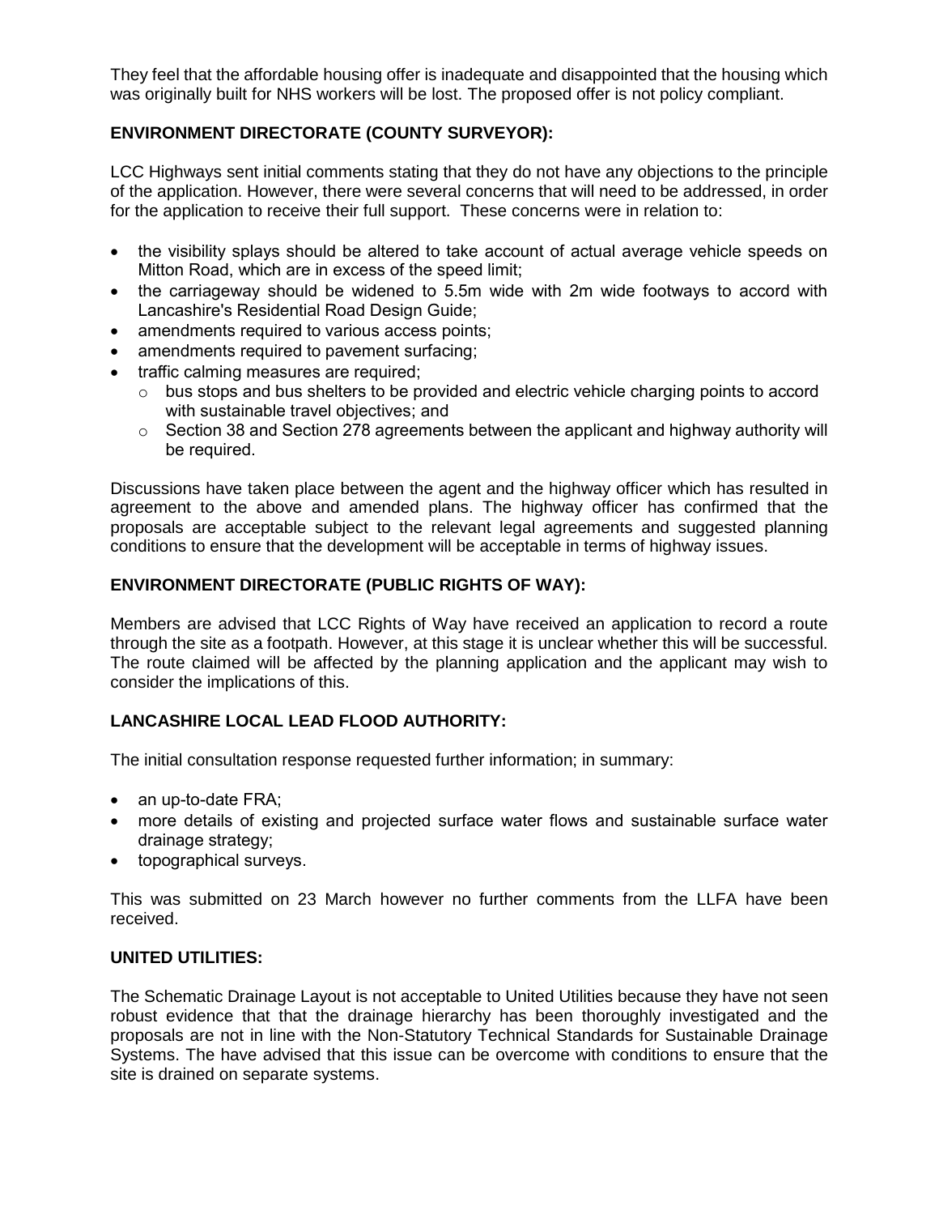They feel that the affordable housing offer is inadequate and disappointed that the housing which was originally built for NHS workers will be lost. The proposed offer is not policy compliant.

**ENVIRONMENT DIRECTORATE (COUNTY SURVEYOR):**

LCC Highways sent initial comments stating that they do not have any objections to the principle of the application. However, there were several concerns that will need to be addressed, in order for the application to receive their full support. These concerns were in relation to:

- the visibility splays should be altered to take account of actual average vehicle speeds on Mitton Road, which are in excess of the speed limit;
- the carriageway should be widened to 5.5m wide with 2m wide footways to accord with Lancashire's Residential Road Design Guide;
- amendments required to various access points;
- amendments required to pavement surfacing;
- traffic calming measures are required;
  - bus stops and bus shelters to be provided and electric vehicle charging points to accord with sustainable travel objectives; and
  - Section 38 and Section 278 agreements between the applicant and highway authority will be required.

Discussions have taken place between the agent and the highway officer which has resulted in agreement to the above and amended plans. The highway officer has confirmed that the proposals are acceptable subject to the relevant legal agreements and suggested planning conditions to ensure that the development will be acceptable in terms of highway issues.

**ENVIRONMENT DIRECTORATE (PUBLIC RIGHTS OF WAY):**

Members are advised that LCC Rights of Way have received an application to record a route through the site as a footpath. However, at this stage it is unclear whether this will be successful. The route claimed will be affected by the planning application and the applicant may wish to consider the implications of this.

**LANCASHIRE LOCAL LEAD FLOOD AUTHORITY:**

The initial consultation response requested further information; in summary:

- an up-to-date FRA;
- more details of existing and projected surface water flows and sustainable surface water drainage strategy;
- topographical surveys.

This was submitted on 23 March however no further comments from the LLFA have been received.

**UNITED UTILITIES:**

The Schematic Drainage Layout is not acceptable to United Utilities because they have not seen robust evidence that that the drainage hierarchy has been thoroughly investigated and the proposals are not in line with the Non-Statutory Technical Standards for Sustainable Drainage Systems. The have advised that this issue can be overcome with conditions to ensure that the site is drained on separate systems.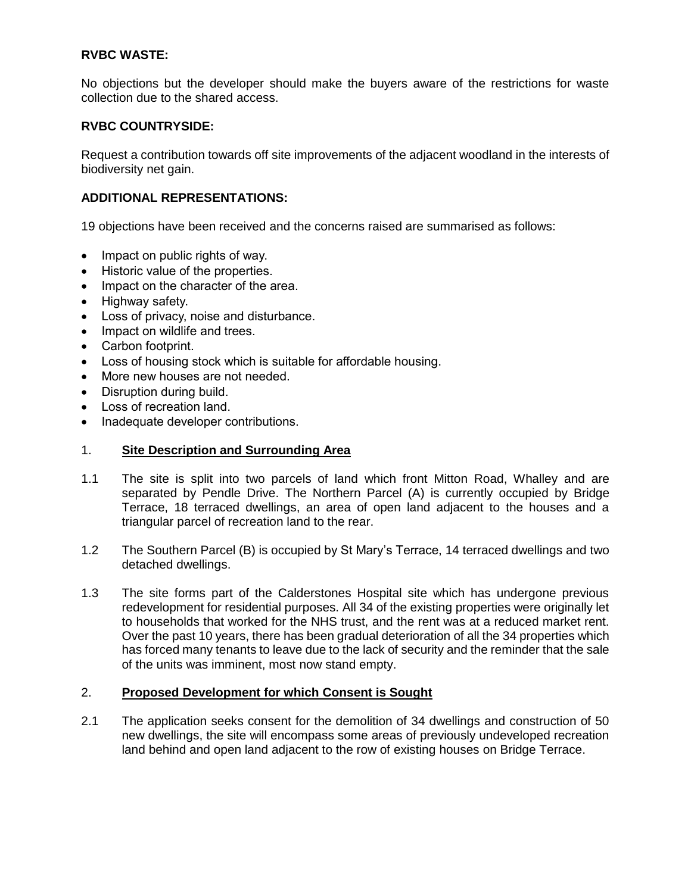**RVBC WASTE:**

No objections but the developer should make the buyers aware of the restrictions for waste collection due to the shared access.

**RVBC COUNTRYSIDE:**

Request a contribution towards off site improvements of the adjacent woodland in the interests of biodiversity net gain.

**ADDITIONAL REPRESENTATIONS:**

19 objections have been received and the concerns raised are summarised as follows:

- Impact on public rights of way.
- Historic value of the properties.
- Impact on the character of the area.
- Highway safety.
- Loss of privacy, noise and disturbance.
- Impact on wildlife and trees.
- Carbon footprint.
- Loss of housing stock which is suitable for affordable housing.
- More new houses are not needed.
- Disruption during build.
- Loss of recreation land.
- Inadequate developer contributions.

## 1. Site Description and Surrounding Area

1.1 The site is split into two parcels of land which front Mitton Road, Whalley and are separated by Pendle Drive. The Northern Parcel (A) is currently occupied by Bridge Terrace, 18 terraced dwellings, an area of open land adjacent to the houses and a triangular parcel of recreation land to the rear.

1.2 The Southern Parcel (B) is occupied by St Mary's Terrace, 14 terraced dwellings and two detached dwellings.

1.3 The site forms part of the Calderstones Hospital site which has undergone previous redevelopment for residential purposes. All 34 of the existing properties were originally let to households that worked for the NHS trust, and the rent was at a reduced market rent. Over the past 10 years, there has been gradual deterioration of all the 34 properties which has forced many tenants to leave due to the lack of security and the reminder that the sale of the units was imminent, most now stand empty.

## 2. Proposed Development for which Consent is Sought

2.1 The application seeks consent for the demolition of 34 dwellings and construction of 50 new dwellings, the site will encompass some areas of previously undeveloped recreation land behind and open land adjacent to the row of existing houses on Bridge Terrace.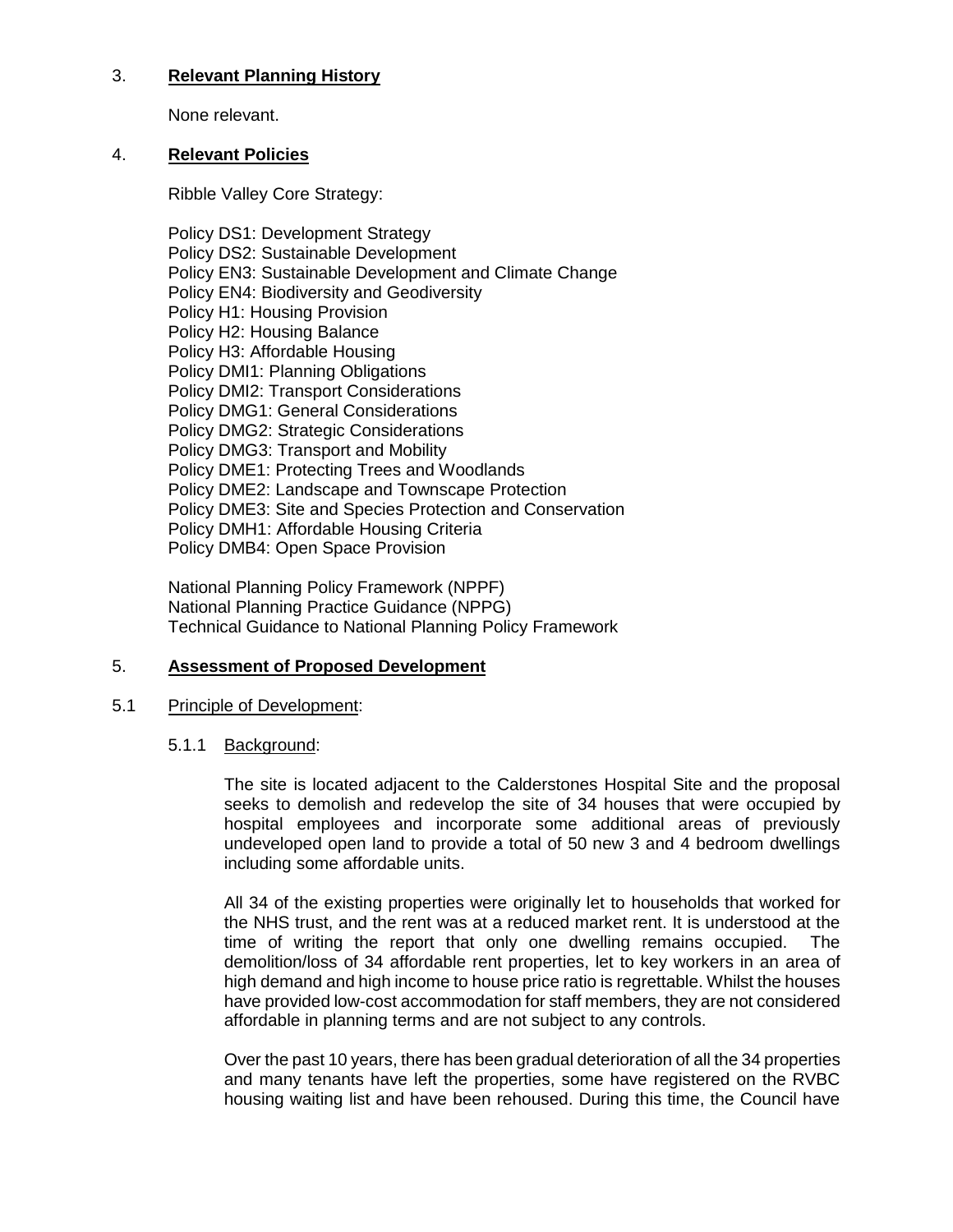## 3. **Relevant Planning History**

None relevant.

## 4. **Relevant Policies**

Ribble Valley Core Strategy:

Policy DS1: Development Strategy
Policy DS2: Sustainable Development
Policy EN3: Sustainable Development and Climate Change
Policy EN4: Biodiversity and Geodiversity
Policy H1: Housing Provision
Policy H2: Housing Balance
Policy H3: Affordable Housing
Policy DMI1: Planning Obligations
Policy DMI2: Transport Considerations
Policy DMG1: General Considerations
Policy DMG2: Strategic Considerations
Policy DMG3: Transport and Mobility
Policy DME1: Protecting Trees and Woodlands
Policy DME2: Landscape and Townscape Protection
Policy DME3: Site and Species Protection and Conservation
Policy DMH1: Affordable Housing Criteria
Policy DMB4: Open Space Provision

National Planning Policy Framework (NPPF)
National Planning Practice Guidance (NPPG)
Technical Guidance to National Planning Policy Framework

## 5. **Assessment of Proposed Development**

### 5.1 Principle of Development:

#### 5.1.1 Background:

The site is located adjacent to the Calderstones Hospital Site and the proposal seeks to demolish and redevelop the site of 34 houses that were occupied by hospital employees and incorporate some additional areas of previously undeveloped open land to provide a total of 50 new 3 and 4 bedroom dwellings including some affordable units.

All 34 of the existing properties were originally let to households that worked for the NHS trust, and the rent was at a reduced market rent. It is understood at the time of writing the report that only one dwelling remains occupied. The demolition/loss of 34 affordable rent properties, let to key workers in an area of high demand and high income to house price ratio is regrettable. Whilst the houses have provided low-cost accommodation for staff members, they are not considered affordable in planning terms and are not subject to any controls.

Over the past 10 years, there has been gradual deterioration of all the 34 properties and many tenants have left the properties, some have registered on the RVBC housing waiting list and have been rehoused. During this time, the Council have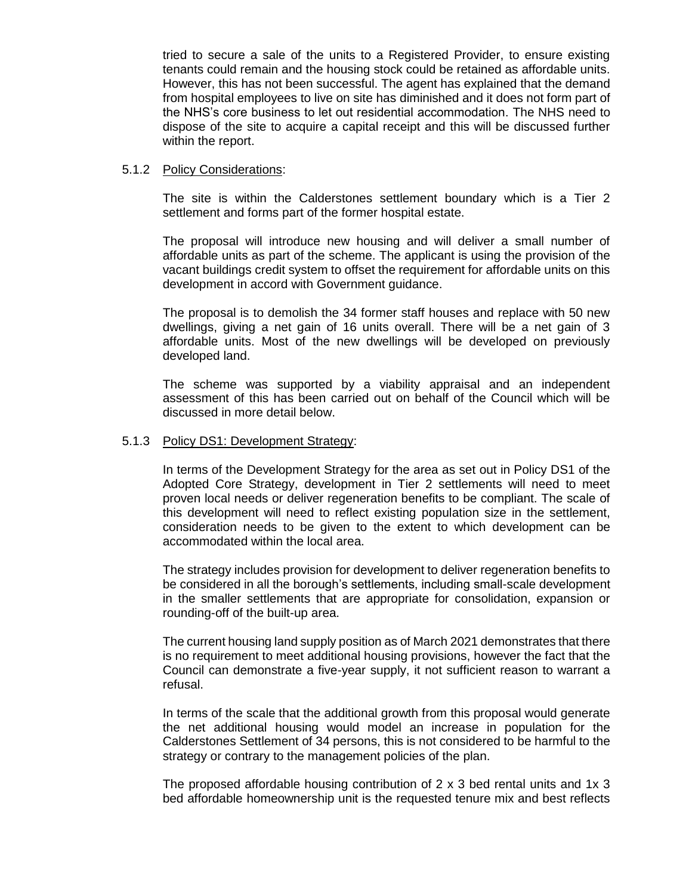tried to secure a sale of the units to a Registered Provider, to ensure existing tenants could remain and the housing stock could be retained as affordable units. However, this has not been successful. The agent has explained that the demand from hospital employees to live on site has diminished and it does not form part of the NHS's core business to let out residential accommodation. The NHS need to dispose of the site to acquire a capital receipt and this will be discussed further within the report.

5.1.2 Policy Considerations:

The site is within the Calderstones settlement boundary which is a Tier 2 settlement and forms part of the former hospital estate.

The proposal will introduce new housing and will deliver a small number of affordable units as part of the scheme. The applicant is using the provision of the vacant buildings credit system to offset the requirement for affordable units on this development in accord with Government guidance.

The proposal is to demolish the 34 former staff houses and replace with 50 new dwellings, giving a net gain of 16 units overall. There will be a net gain of 3 affordable units. Most of the new dwellings will be developed on previously developed land.

The scheme was supported by a viability appraisal and an independent assessment of this has been carried out on behalf of the Council which will be discussed in more detail below.

5.1.3 Policy DS1: Development Strategy:

In terms of the Development Strategy for the area as set out in Policy DS1 of the Adopted Core Strategy, development in Tier 2 settlements will need to meet proven local needs or deliver regeneration benefits to be compliant. The scale of this development will need to reflect existing population size in the settlement, consideration needs to be given to the extent to which development can be accommodated within the local area.

The strategy includes provision for development to deliver regeneration benefits to be considered in all the borough's settlements, including small-scale development in the smaller settlements that are appropriate for consolidation, expansion or rounding-off of the built-up area.

The current housing land supply position as of March 2021 demonstrates that there is no requirement to meet additional housing provisions, however the fact that the Council can demonstrate a five-year supply, it not sufficient reason to warrant a refusal.

In terms of the scale that the additional growth from this proposal would generate the net additional housing would model an increase in population for the Calderstones Settlement of 34 persons, this is not considered to be harmful to the strategy or contrary to the management policies of the plan.

The proposed affordable housing contribution of 2 x 3 bed rental units and 1x 3 bed affordable homeownership unit is the requested tenure mix and best reflects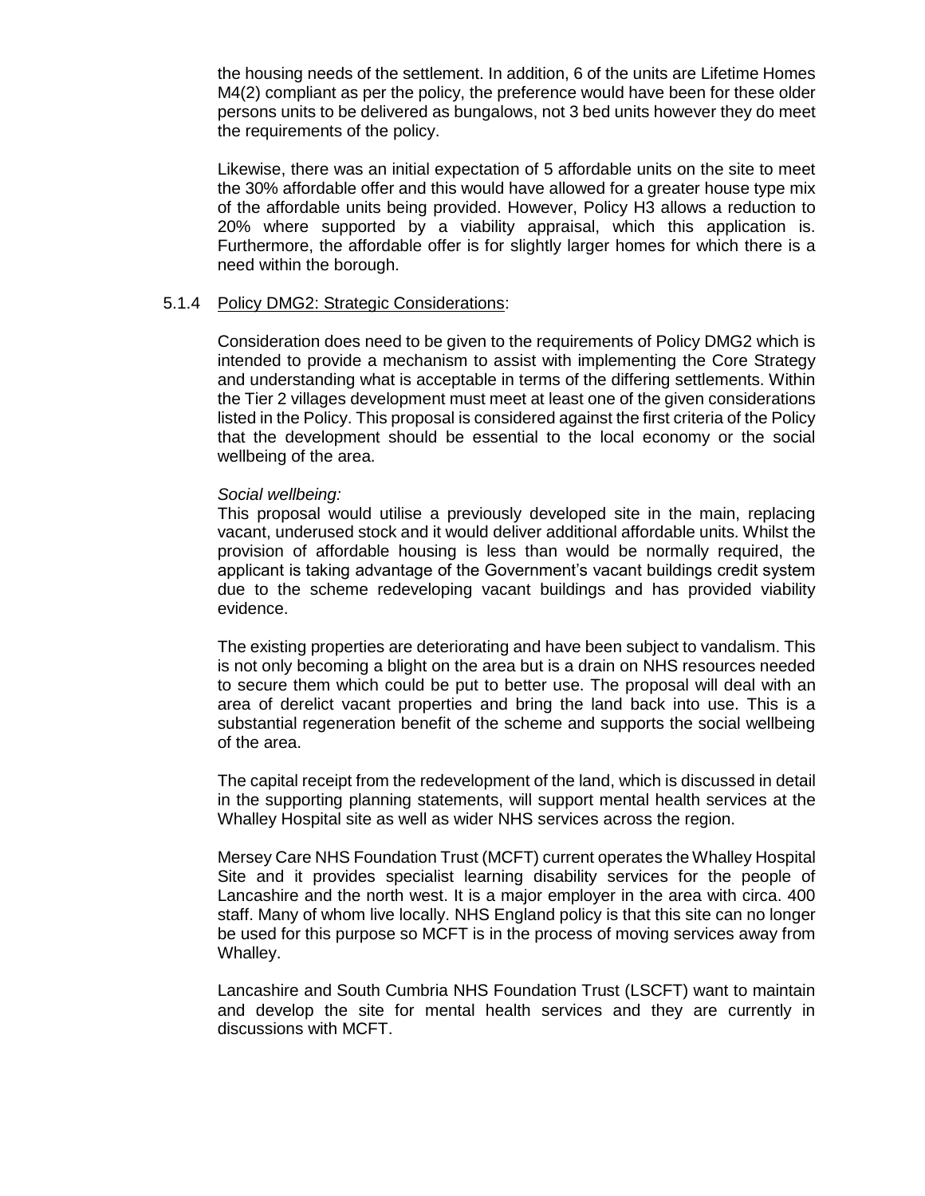the housing needs of the settlement. In addition, 6 of the units are Lifetime Homes M4(2) compliant as per the policy, the preference would have been for these older persons units to be delivered as bungalows, not 3 bed units however they do meet the requirements of the policy.

Likewise, there was an initial expectation of 5 affordable units on the site to meet the 30% affordable offer and this would have allowed for a greater house type mix of the affordable units being provided. However, Policy H3 allows a reduction to 20% where supported by a viability appraisal, which this application is. Furthermore, the affordable offer is for slightly larger homes for which there is a need within the borough.

5.1.4 Policy DMG2: Strategic Considerations:

Consideration does need to be given to the requirements of Policy DMG2 which is intended to provide a mechanism to assist with implementing the Core Strategy and understanding what is acceptable in terms of the differing settlements. Within the Tier 2 villages development must meet at least one of the given considerations listed in the Policy. This proposal is considered against the first criteria of the Policy that the development should be essential to the local economy or the social wellbeing of the area.

*Social wellbeing:*
This proposal would utilise a previously developed site in the main, replacing vacant, underused stock and it would deliver additional affordable units. Whilst the provision of affordable housing is less than would be normally required, the applicant is taking advantage of the Government's vacant buildings credit system due to the scheme redeveloping vacant buildings and has provided viability evidence.

The existing properties are deteriorating and have been subject to vandalism. This is not only becoming a blight on the area but is a drain on NHS resources needed to secure them which could be put to better use. The proposal will deal with an area of derelict vacant properties and bring the land back into use. This is a substantial regeneration benefit of the scheme and supports the social wellbeing of the area.

The capital receipt from the redevelopment of the land, which is discussed in detail in the supporting planning statements, will support mental health services at the Whalley Hospital site as well as wider NHS services across the region.

Mersey Care NHS Foundation Trust (MCFT) current operates the Whalley Hospital Site and it provides specialist learning disability services for the people of Lancashire and the north west. It is a major employer in the area with circa. 400 staff. Many of whom live locally. NHS England policy is that this site can no longer be used for this purpose so MCFT is in the process of moving services away from Whalley.

Lancashire and South Cumbria NHS Foundation Trust (LSCFT) want to maintain and develop the site for mental health services and they are currently in discussions with MCFT.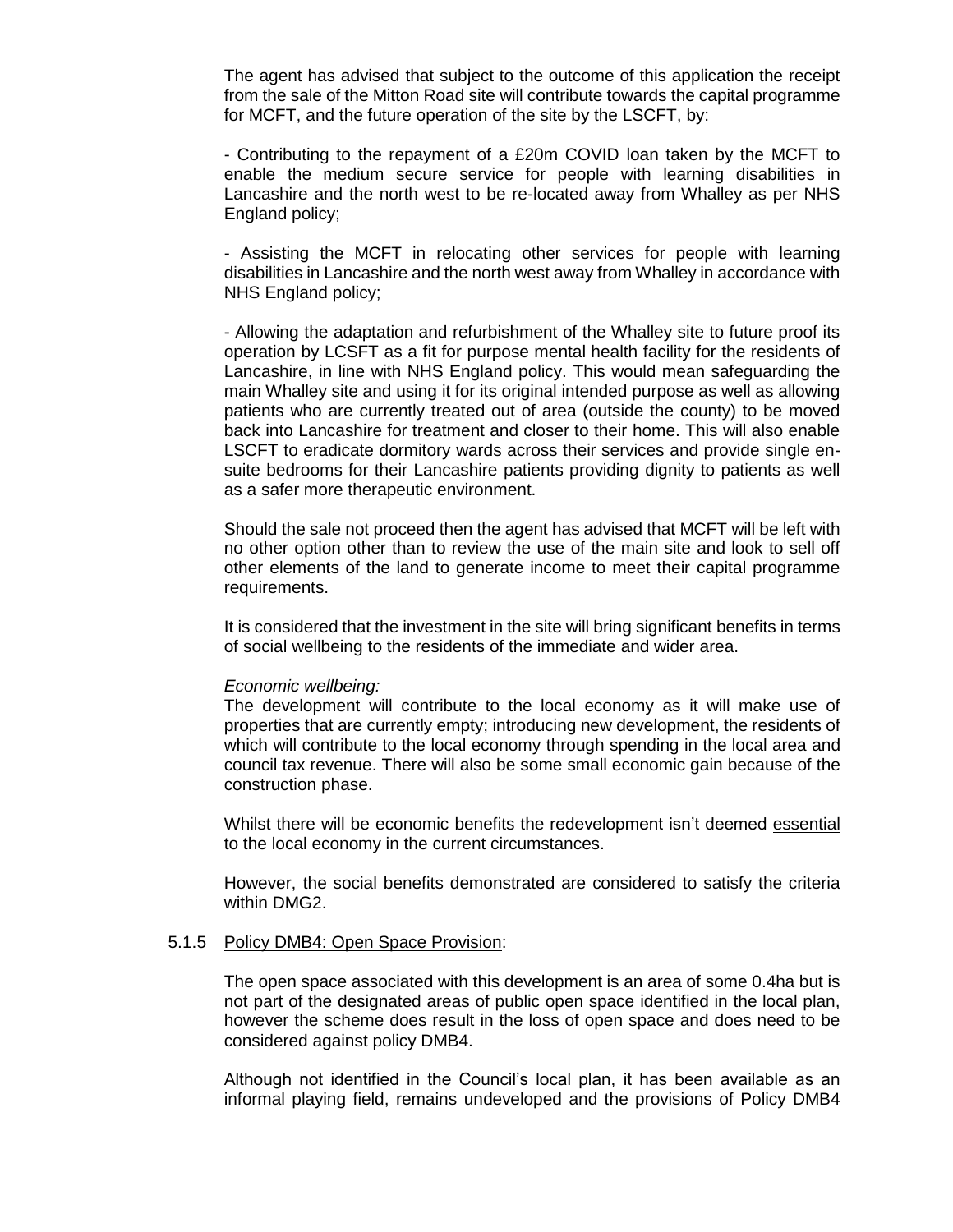The agent has advised that subject to the outcome of this application the receipt from the sale of the Mitton Road site will contribute towards the capital programme for MCFT, and the future operation of the site by the LSCFT, by:

- Contributing to the repayment of a £20m COVID loan taken by the MCFT to enable the medium secure service for people with learning disabilities in Lancashire and the north west to be re-located away from Whalley as per NHS England policy;

- Assisting the MCFT in relocating other services for people with learning disabilities in Lancashire and the north west away from Whalley in accordance with NHS England policy;

- Allowing the adaptation and refurbishment of the Whalley site to future proof its operation by LCSFT as a fit for purpose mental health facility for the residents of Lancashire, in line with NHS England policy. This would mean safeguarding the main Whalley site and using it for its original intended purpose as well as allowing patients who are currently treated out of area (outside the county) to be moved back into Lancashire for treatment and closer to their home. This will also enable LSCFT to eradicate dormitory wards across their services and provide single en-suite bedrooms for their Lancashire patients providing dignity to patients as well as a safer more therapeutic environment.

Should the sale not proceed then the agent has advised that MCFT will be left with no other option other than to review the use of the main site and look to sell off other elements of the land to generate income to meet their capital programme requirements.

It is considered that the investment in the site will bring significant benefits in terms of social wellbeing to the residents of the immediate and wider area.

*Economic wellbeing:*
The development will contribute to the local economy as it will make use of properties that are currently empty; introducing new development, the residents of which will contribute to the local economy through spending in the local area and council tax revenue. There will also be some small economic gain because of the construction phase.

Whilst there will be economic benefits the redevelopment isn't deemed essential to the local economy in the current circumstances.

However, the social benefits demonstrated are considered to satisfy the criteria within DMG2.

5.1.5 Policy DMB4: Open Space Provision:

The open space associated with this development is an area of some 0.4ha but is not part of the designated areas of public open space identified in the local plan, however the scheme does result in the loss of open space and does need to be considered against policy DMB4.

Although not identified in the Council's local plan, it has been available as an informal playing field, remains undeveloped and the provisions of Policy DMB4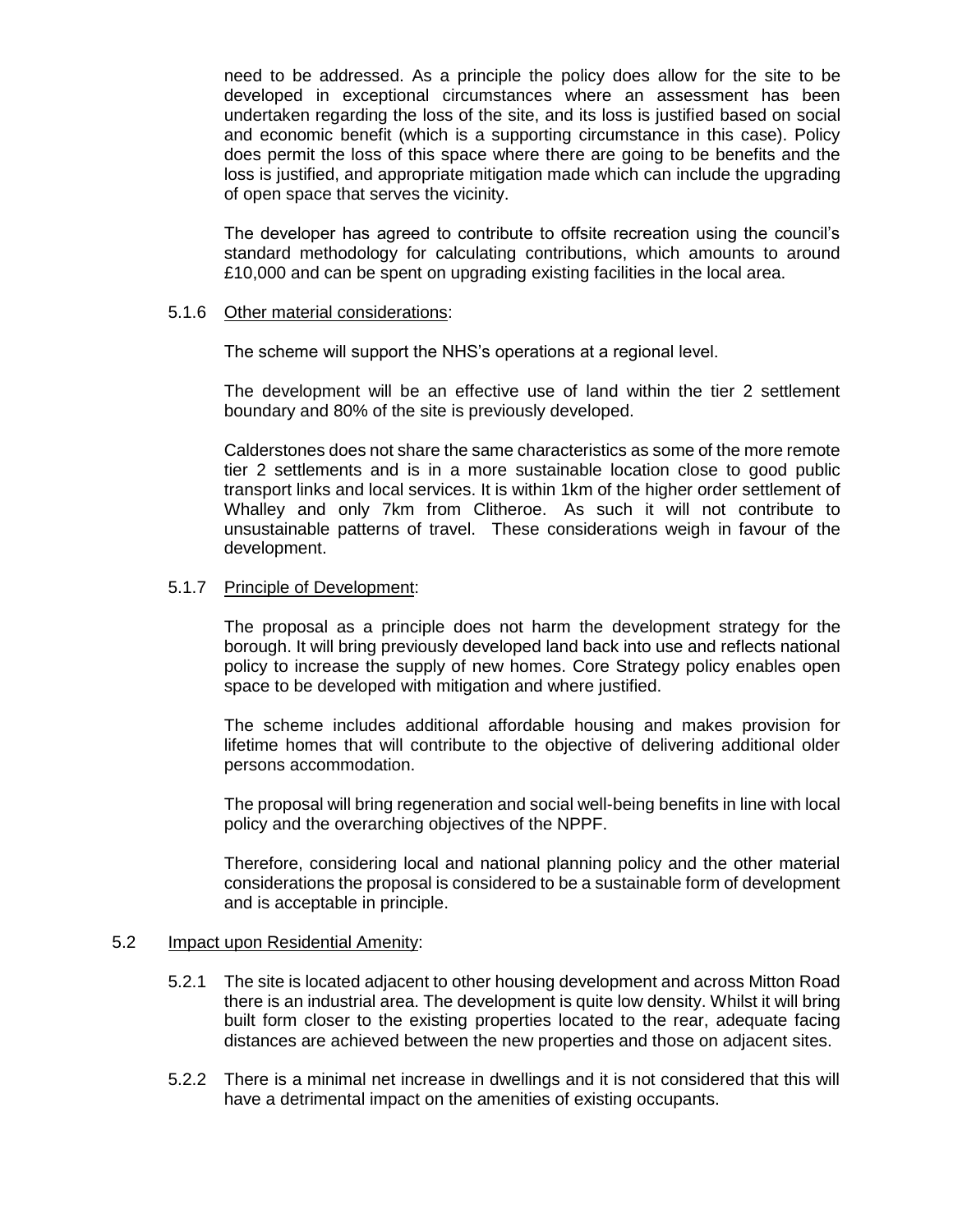need to be addressed. As a principle the policy does allow for the site to be developed in exceptional circumstances where an assessment has been undertaken regarding the loss of the site, and its loss is justified based on social and economic benefit (which is a supporting circumstance in this case). Policy does permit the loss of this space where there are going to be benefits and the loss is justified, and appropriate mitigation made which can include the upgrading of open space that serves the vicinity.

The developer has agreed to contribute to offsite recreation using the council's standard methodology for calculating contributions, which amounts to around £10,000 and can be spent on upgrading existing facilities in the local area.

5.1.6 Other material considerations:

The scheme will support the NHS's operations at a regional level.

The development will be an effective use of land within the tier 2 settlement boundary and 80% of the site is previously developed.

Calderstones does not share the same characteristics as some of the more remote tier 2 settlements and is in a more sustainable location close to good public transport links and local services. It is within 1km of the higher order settlement of Whalley and only 7km from Clitheroe. As such it will not contribute to unsustainable patterns of travel. These considerations weigh in favour of the development.

5.1.7 Principle of Development:

The proposal as a principle does not harm the development strategy for the borough. It will bring previously developed land back into use and reflects national policy to increase the supply of new homes. Core Strategy policy enables open space to be developed with mitigation and where justified.

The scheme includes additional affordable housing and makes provision for lifetime homes that will contribute to the objective of delivering additional older persons accommodation.

The proposal will bring regeneration and social well-being benefits in line with local policy and the overarching objectives of the NPPF.

Therefore, considering local and national planning policy and the other material considerations the proposal is considered to be a sustainable form of development and is acceptable in principle.

5.2 Impact upon Residential Amenity:

5.2.1 The site is located adjacent to other housing development and across Mitton Road there is an industrial area. The development is quite low density. Whilst it will bring built form closer to the existing properties located to the rear, adequate facing distances are achieved between the new properties and those on adjacent sites.

5.2.2 There is a minimal net increase in dwellings and it is not considered that this will have a detrimental impact on the amenities of existing occupants.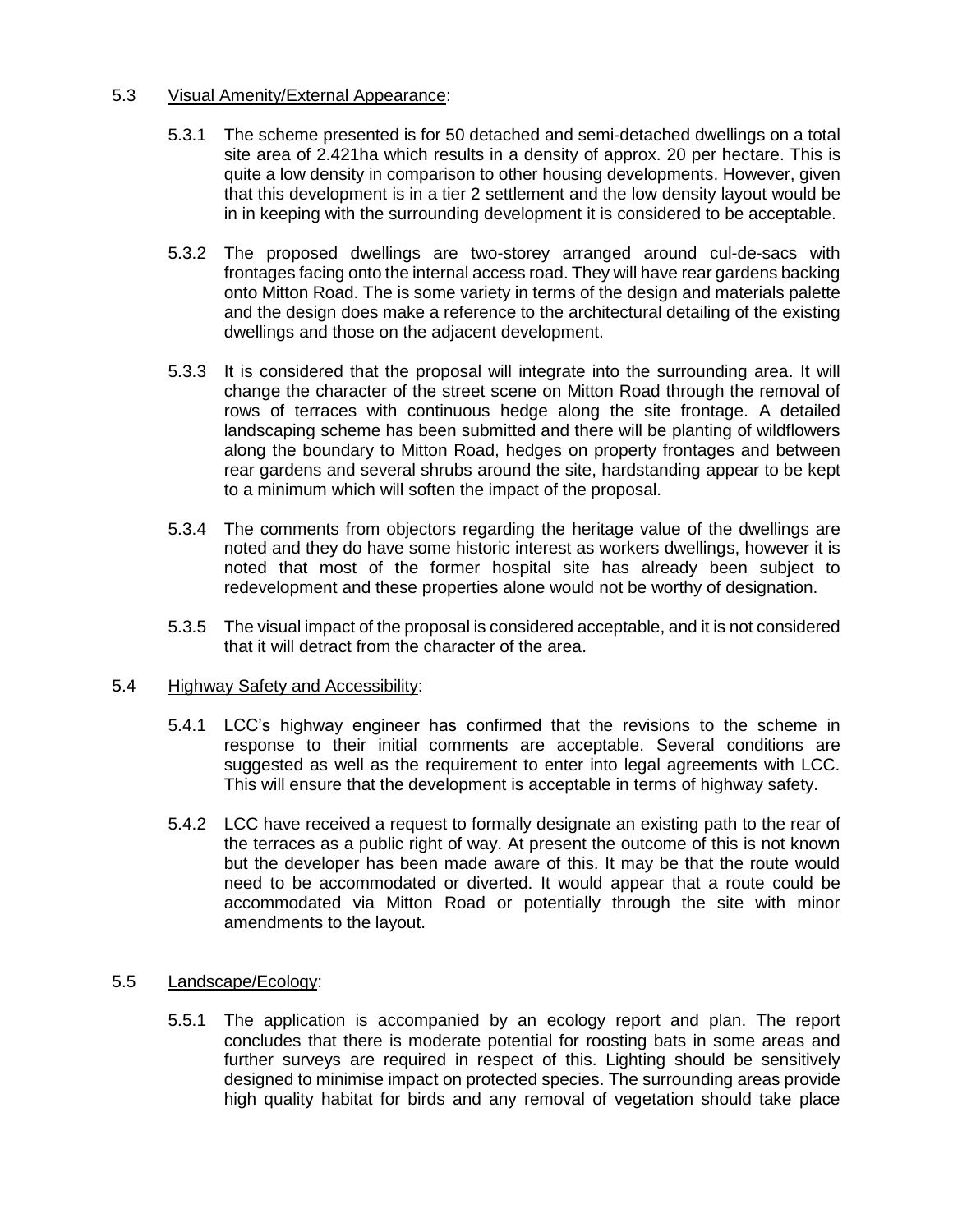## 5.3 Visual Amenity/External Appearance:

5.3.1 The scheme presented is for 50 detached and semi-detached dwellings on a total site area of 2.421ha which results in a density of approx. 20 per hectare. This is quite a low density in comparison to other housing developments. However, given that this development is in a tier 2 settlement and the low density layout would be in in keeping with the surrounding development it is considered to be acceptable.

5.3.2 The proposed dwellings are two-storey arranged around cul-de-sacs with frontages facing onto the internal access road. They will have rear gardens backing onto Mitton Road. The is some variety in terms of the design and materials palette and the design does make a reference to the architectural detailing of the existing dwellings and those on the adjacent development.

5.3.3 It is considered that the proposal will integrate into the surrounding area. It will change the character of the street scene on Mitton Road through the removal of rows of terraces with continuous hedge along the site frontage. A detailed landscaping scheme has been submitted and there will be planting of wildflowers along the boundary to Mitton Road, hedges on property frontages and between rear gardens and several shrubs around the site, hardstanding appear to be kept to a minimum which will soften the impact of the proposal.

5.3.4 The comments from objectors regarding the heritage value of the dwellings are noted and they do have some historic interest as workers dwellings, however it is noted that most of the former hospital site has already been subject to redevelopment and these properties alone would not be worthy of designation.

5.3.5 The visual impact of the proposal is considered acceptable, and it is not considered that it will detract from the character of the area.

## 5.4 Highway Safety and Accessibility:

5.4.1 LCC's highway engineer has confirmed that the revisions to the scheme in response to their initial comments are acceptable. Several conditions are suggested as well as the requirement to enter into legal agreements with LCC. This will ensure that the development is acceptable in terms of highway safety.

5.4.2 LCC have received a request to formally designate an existing path to the rear of the terraces as a public right of way. At present the outcome of this is not known but the developer has been made aware of this. It may be that the route would need to be accommodated or diverted. It would appear that a route could be accommodated via Mitton Road or potentially through the site with minor amendments to the layout.

## 5.5 Landscape/Ecology:

5.5.1 The application is accompanied by an ecology report and plan. The report concludes that there is moderate potential for roosting bats in some areas and further surveys are required in respect of this. Lighting should be sensitively designed to minimise impact on protected species. The surrounding areas provide high quality habitat for birds and any removal of vegetation should take place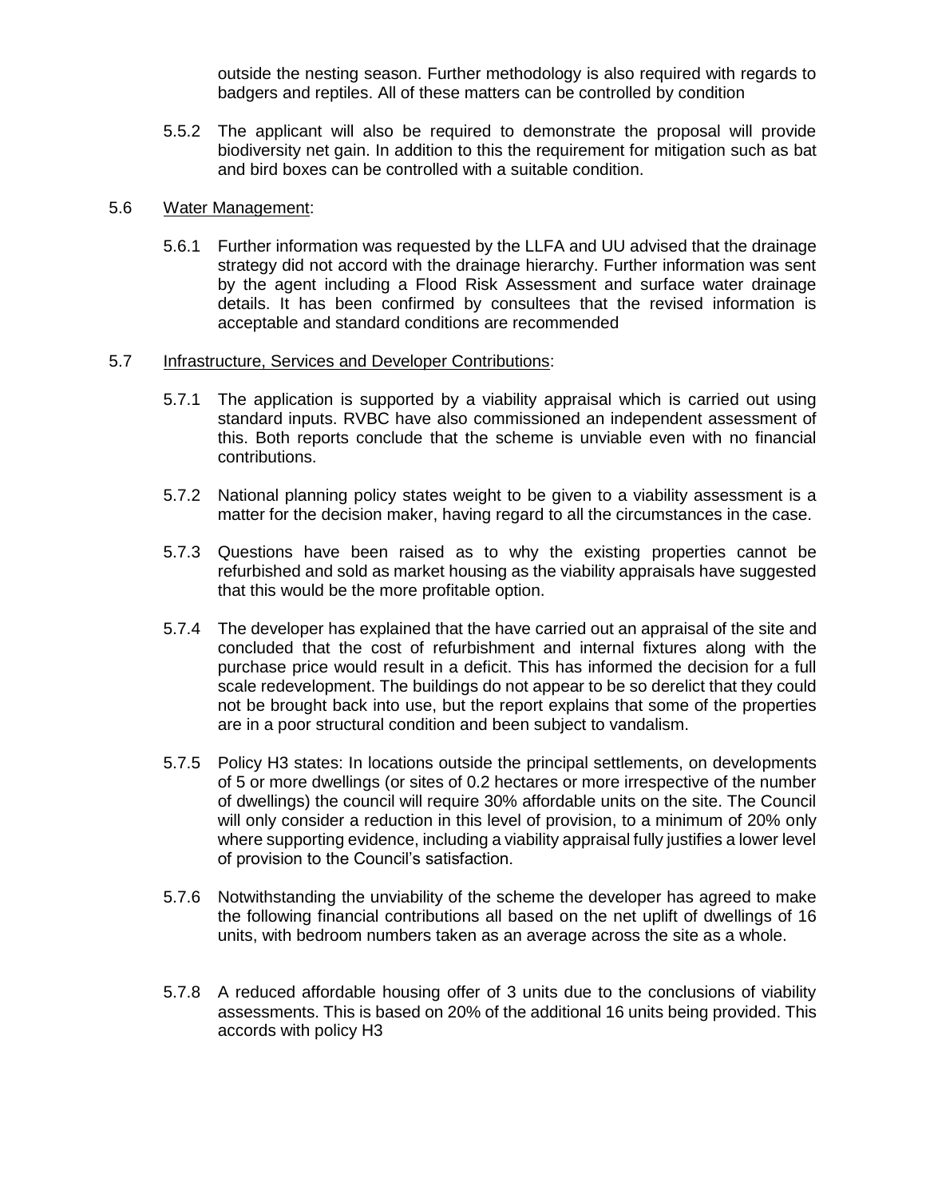outside the nesting season. Further methodology is also required with regards to badgers and reptiles. All of these matters can be controlled by condition

5.5.2 The applicant will also be required to demonstrate the proposal will provide biodiversity net gain. In addition to this the requirement for mitigation such as bat and bird boxes can be controlled with a suitable condition.

5.6 Water Management:

5.6.1 Further information was requested by the LLFA and UU advised that the drainage strategy did not accord with the drainage hierarchy. Further information was sent by the agent including a Flood Risk Assessment and surface water drainage details. It has been confirmed by consultees that the revised information is acceptable and standard conditions are recommended

5.7 Infrastructure, Services and Developer Contributions:

5.7.1 The application is supported by a viability appraisal which is carried out using standard inputs. RVBC have also commissioned an independent assessment of this. Both reports conclude that the scheme is unviable even with no financial contributions.

5.7.2 National planning policy states weight to be given to a viability assessment is a matter for the decision maker, having regard to all the circumstances in the case.

5.7.3 Questions have been raised as to why the existing properties cannot be refurbished and sold as market housing as the viability appraisals have suggested that this would be the more profitable option.

5.7.4 The developer has explained that the have carried out an appraisal of the site and concluded that the cost of refurbishment and internal fixtures along with the purchase price would result in a deficit. This has informed the decision for a full scale redevelopment. The buildings do not appear to be so derelict that they could not be brought back into use, but the report explains that some of the properties are in a poor structural condition and been subject to vandalism.

5.7.5 Policy H3 states: In locations outside the principal settlements, on developments of 5 or more dwellings (or sites of 0.2 hectares or more irrespective of the number of dwellings) the council will require 30% affordable units on the site. The Council will only consider a reduction in this level of provision, to a minimum of 20% only where supporting evidence, including a viability appraisal fully justifies a lower level of provision to the Council's satisfaction.

5.7.6 Notwithstanding the unviability of the scheme the developer has agreed to make the following financial contributions all based on the net uplift of dwellings of 16 units, with bedroom numbers taken as an average across the site as a whole.

5.7.8 A reduced affordable housing offer of 3 units due to the conclusions of viability assessments. This is based on 20% of the additional 16 units being provided. This accords with policy H3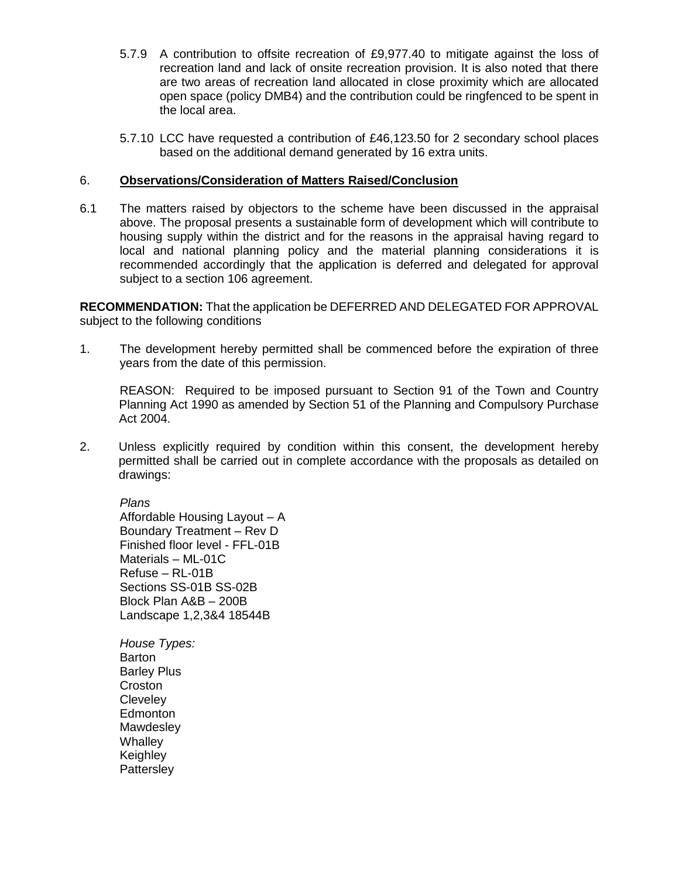5.7.9 A contribution to offsite recreation of £9,977.40 to mitigate against the loss of recreation land and lack of onsite recreation provision. It is also noted that there are two areas of recreation land allocated in close proximity which are allocated open space (policy DMB4) and the contribution could be ringfenced to be spent in the local area.

5.7.10 LCC have requested a contribution of £46,123.50 for 2 secondary school places based on the additional demand generated by 16 extra units.

## 6. Observations/Consideration of Matters Raised/Conclusion

6.1 The matters raised by objectors to the scheme have been discussed in the appraisal above. The proposal presents a sustainable form of development which will contribute to housing supply within the district and for the reasons in the appraisal having regard to local and national planning policy and the material planning considerations it is recommended accordingly that the application is deferred and delegated for approval subject to a section 106 agreement.

**RECOMMENDATION:** That the application be DEFERRED AND DELEGATED FOR APPROVAL subject to the following conditions

1. The development hereby permitted shall be commenced before the expiration of three years from the date of this permission.

   REASON: Required to be imposed pursuant to Section 91 of the Town and Country Planning Act 1990 as amended by Section 51 of the Planning and Compulsory Purchase Act 2004.

2. Unless explicitly required by condition within this consent, the development hereby permitted shall be carried out in complete accordance with the proposals as detailed on drawings:

   *Plans*
   Affordable Housing Layout – A
   Boundary Treatment – Rev D
   Finished floor level - FFL-01B
   Materials – ML-01C
   Refuse – RL-01B
   Sections SS-01B SS-02B
   Block Plan A&B – 200B
   Landscape 1,2,3&4 18544B

   *House Types:*
   Barton
   Barley Plus
   Croston
   Cleveley
   Edmonton
   Mawdesley
   Whalley
   Keighley
   Pattersley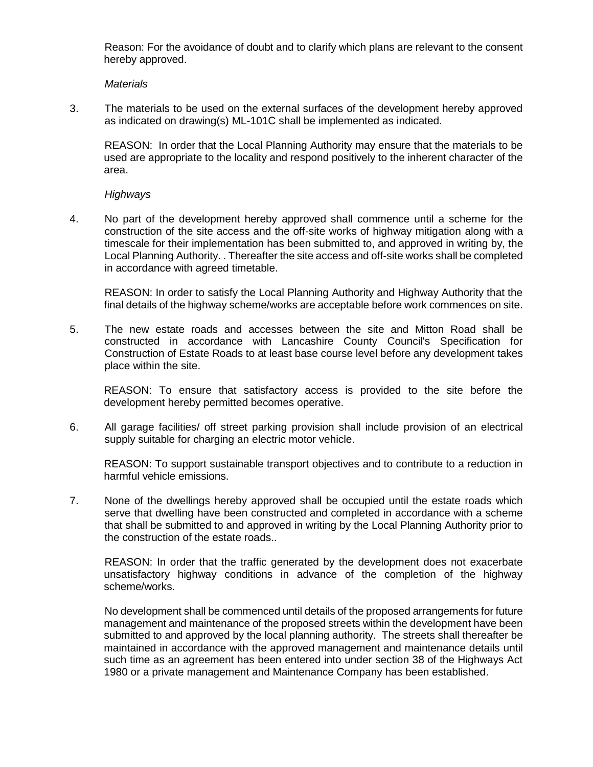Reason: For the avoidance of doubt and to clarify which plans are relevant to the consent hereby approved.

*Materials*

3. The materials to be used on the external surfaces of the development hereby approved as indicated on drawing(s) ML-101C shall be implemented as indicated.

   REASON: In order that the Local Planning Authority may ensure that the materials to be used are appropriate to the locality and respond positively to the inherent character of the area.

*Highways*

4. No part of the development hereby approved shall commence until a scheme for the construction of the site access and the off-site works of highway mitigation along with a timescale for their implementation has been submitted to, and approved in writing by, the Local Planning Authority. . Thereafter the site access and off-site works shall be completed in accordance with agreed timetable.

   REASON: In order to satisfy the Local Planning Authority and Highway Authority that the final details of the highway scheme/works are acceptable before work commences on site.

5. The new estate roads and accesses between the site and Mitton Road shall be constructed in accordance with Lancashire County Council's Specification for Construction of Estate Roads to at least base course level before any development takes place within the site.

   REASON: To ensure that satisfactory access is provided to the site before the development hereby permitted becomes operative.

6. All garage facilities/ off street parking provision shall include provision of an electrical supply suitable for charging an electric motor vehicle.

   REASON: To support sustainable transport objectives and to contribute to a reduction in harmful vehicle emissions.

7. None of the dwellings hereby approved shall be occupied until the estate roads which serve that dwelling have been constructed and completed in accordance with a scheme that shall be submitted to and approved in writing by the Local Planning Authority prior to the construction of the estate roads..

   REASON: In order that the traffic generated by the development does not exacerbate unsatisfactory highway conditions in advance of the completion of the highway scheme/works.

   No development shall be commenced until details of the proposed arrangements for future management and maintenance of the proposed streets within the development have been submitted to and approved by the local planning authority. The streets shall thereafter be maintained in accordance with the approved management and maintenance details until such time as an agreement has been entered into under section 38 of the Highways Act 1980 or a private management and Maintenance Company has been established.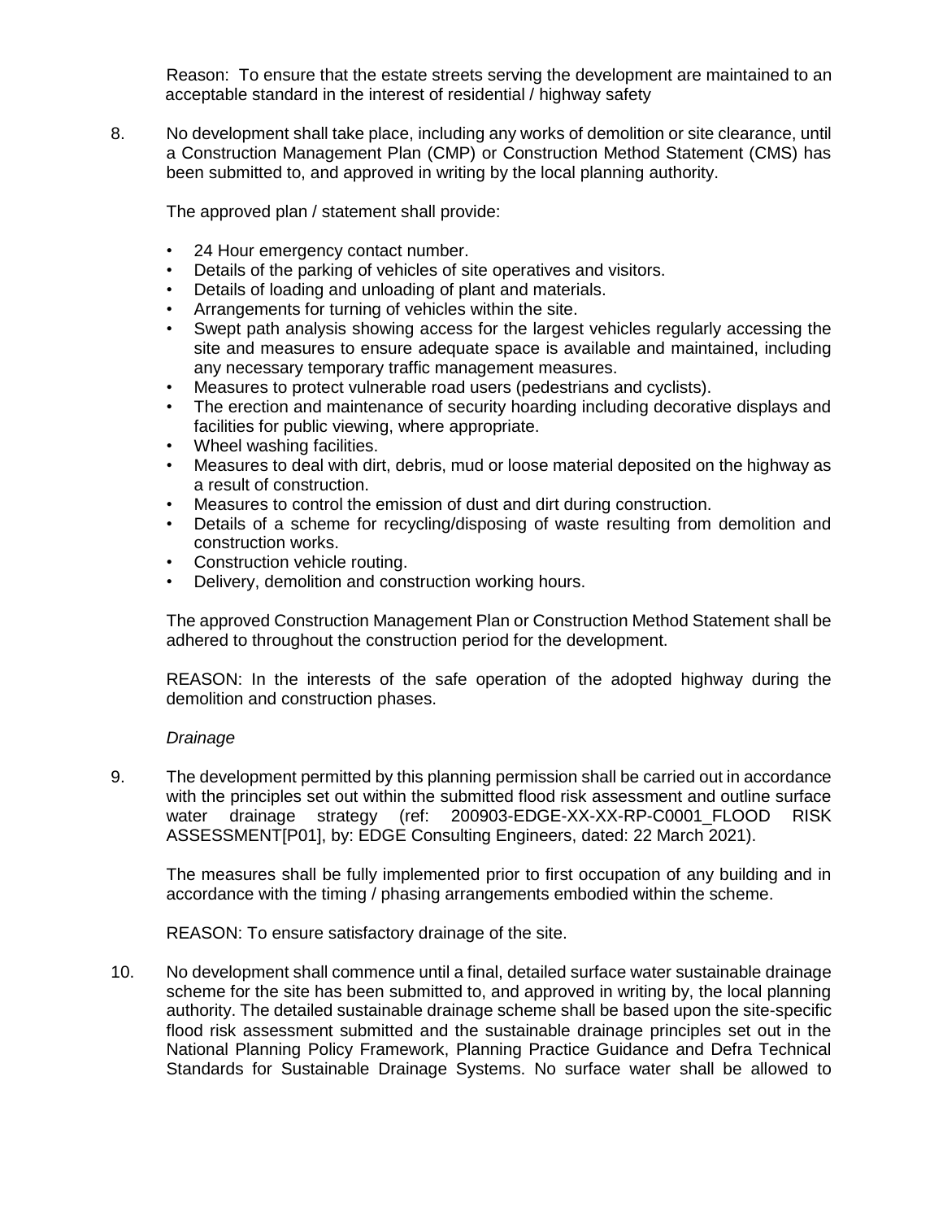Reason: To ensure that the estate streets serving the development are maintained to an acceptable standard in the interest of residential / highway safety

8. No development shall take place, including any works of demolition or site clearance, until a Construction Management Plan (CMP) or Construction Method Statement (CMS) has been submitted to, and approved in writing by the local planning authority.

   The approved plan / statement shall provide:

   - 24 Hour emergency contact number.
   - Details of the parking of vehicles of site operatives and visitors.
   - Details of loading and unloading of plant and materials.
   - Arrangements for turning of vehicles within the site.
   - Swept path analysis showing access for the largest vehicles regularly accessing the site and measures to ensure adequate space is available and maintained, including any necessary temporary traffic management measures.
   - Measures to protect vulnerable road users (pedestrians and cyclists).
   - The erection and maintenance of security hoarding including decorative displays and facilities for public viewing, where appropriate.
   - Wheel washing facilities.
   - Measures to deal with dirt, debris, mud or loose material deposited on the highway as a result of construction.
   - Measures to control the emission of dust and dirt during construction.
   - Details of a scheme for recycling/disposing of waste resulting from demolition and construction works.
   - Construction vehicle routing.
   - Delivery, demolition and construction working hours.

   The approved Construction Management Plan or Construction Method Statement shall be adhered to throughout the construction period for the development.

   REASON: In the interests of the safe operation of the adopted highway during the demolition and construction phases.

   *Drainage*

9. The development permitted by this planning permission shall be carried out in accordance with the principles set out within the submitted flood risk assessment and outline surface water drainage strategy (ref: 200903-EDGE-XX-XX-RP-C0001_FLOOD RISK ASSESSMENT[P01], by: EDGE Consulting Engineers, dated: 22 March 2021).

   The measures shall be fully implemented prior to first occupation of any building and in accordance with the timing / phasing arrangements embodied within the scheme.

   REASON: To ensure satisfactory drainage of the site.

10. No development shall commence until a final, detailed surface water sustainable drainage scheme for the site has been submitted to, and approved in writing by, the local planning authority. The detailed sustainable drainage scheme shall be based upon the site-specific flood risk assessment submitted and the sustainable drainage principles set out in the National Planning Policy Framework, Planning Practice Guidance and Defra Technical Standards for Sustainable Drainage Systems. No surface water shall be allowed to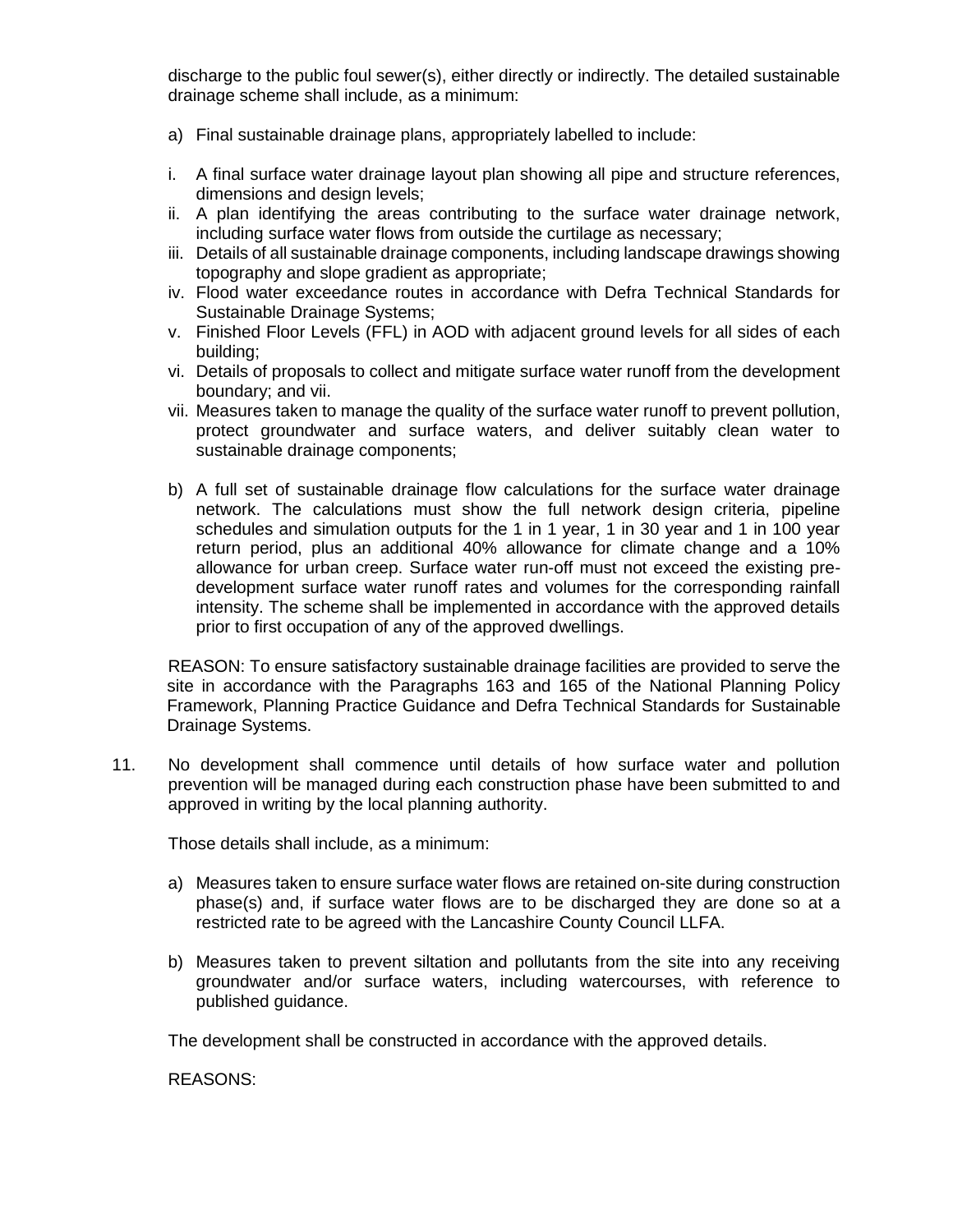discharge to the public foul sewer(s), either directly or indirectly. The detailed sustainable drainage scheme shall include, as a minimum:

a) Final sustainable drainage plans, appropriately labelled to include:

i. A final surface water drainage layout plan showing all pipe and structure references, dimensions and design levels;
ii. A plan identifying the areas contributing to the surface water drainage network, including surface water flows from outside the curtilage as necessary;
iii. Details of all sustainable drainage components, including landscape drawings showing topography and slope gradient as appropriate;
iv. Flood water exceedance routes in accordance with Defra Technical Standards for Sustainable Drainage Systems;
v. Finished Floor Levels (FFL) in AOD with adjacent ground levels for all sides of each building;
vi. Details of proposals to collect and mitigate surface water runoff from the development boundary; and vii.
vii. Measures taken to manage the quality of the surface water runoff to prevent pollution, protect groundwater and surface waters, and deliver suitably clean water to sustainable drainage components;

b) A full set of sustainable drainage flow calculations for the surface water drainage network. The calculations must show the full network design criteria, pipeline schedules and simulation outputs for the 1 in 1 year, 1 in 30 year and 1 in 100 year return period, plus an additional 40% allowance for climate change and a 10% allowance for urban creep. Surface water run-off must not exceed the existing pre-development surface water runoff rates and volumes for the corresponding rainfall intensity. The scheme shall be implemented in accordance with the approved details prior to first occupation of any of the approved dwellings.

REASON: To ensure satisfactory sustainable drainage facilities are provided to serve the site in accordance with the Paragraphs 163 and 165 of the National Planning Policy Framework, Planning Practice Guidance and Defra Technical Standards for Sustainable Drainage Systems.

11. No development shall commence until details of how surface water and pollution prevention will be managed during each construction phase have been submitted to and approved in writing by the local planning authority.

Those details shall include, as a minimum:

a) Measures taken to ensure surface water flows are retained on-site during construction phase(s) and, if surface water flows are to be discharged they are done so at a restricted rate to be agreed with the Lancashire County Council LLFA.

b) Measures taken to prevent siltation and pollutants from the site into any receiving groundwater and/or surface waters, including watercourses, with reference to published guidance.

The development shall be constructed in accordance with the approved details.

REASONS: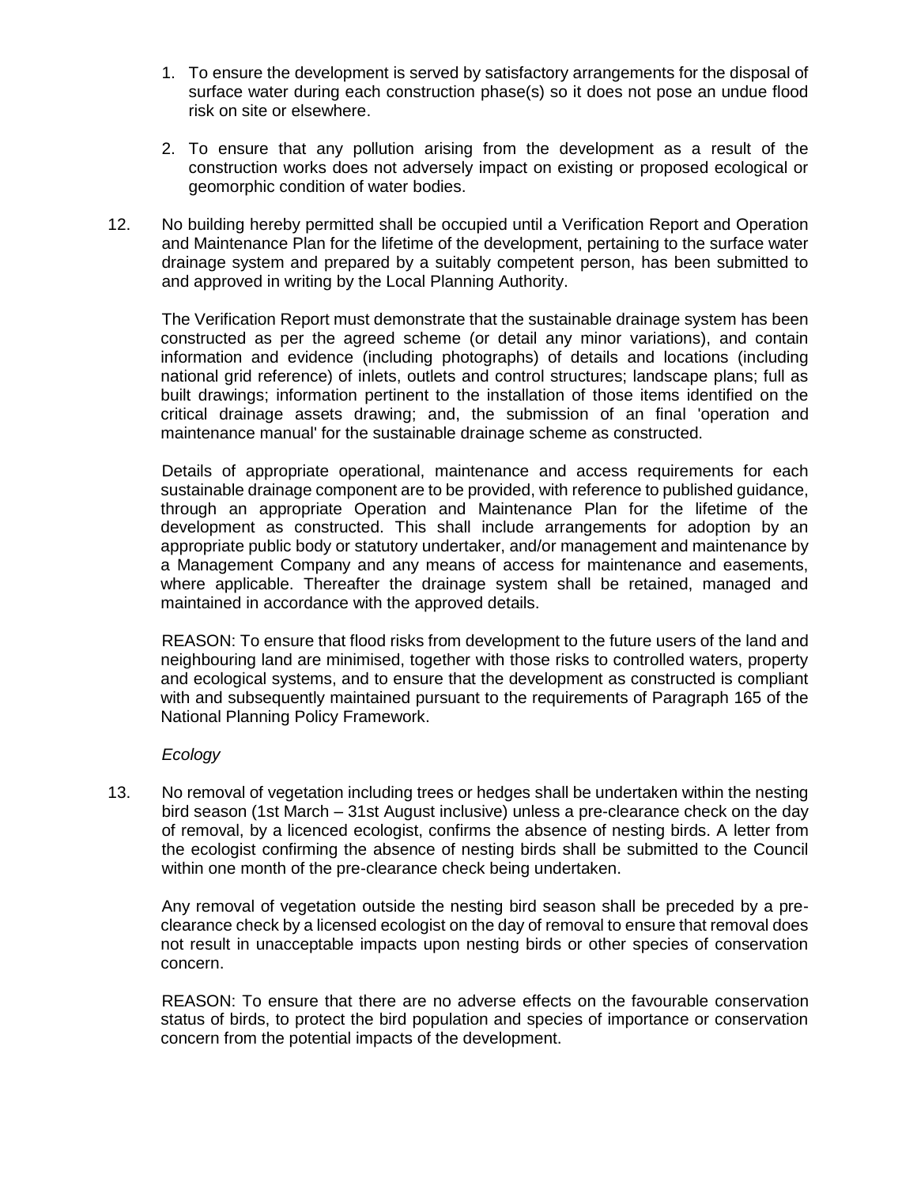1. To ensure the development is served by satisfactory arrangements for the disposal of surface water during each construction phase(s) so it does not pose an undue flood risk on site or elsewhere.
2. To ensure that any pollution arising from the development as a result of the construction works does not adversely impact on existing or proposed ecological or geomorphic condition of water bodies.

12. No building hereby permitted shall be occupied until a Verification Report and Operation and Maintenance Plan for the lifetime of the development, pertaining to the surface water drainage system and prepared by a suitably competent person, has been submitted to and approved in writing by the Local Planning Authority.

    The Verification Report must demonstrate that the sustainable drainage system has been constructed as per the agreed scheme (or detail any minor variations), and contain information and evidence (including photographs) of details and locations (including national grid reference) of inlets, outlets and control structures; landscape plans; full as built drawings; information pertinent to the installation of those items identified on the critical drainage assets drawing; and, the submission of an final 'operation and maintenance manual' for the sustainable drainage scheme as constructed.

    Details of appropriate operational, maintenance and access requirements for each sustainable drainage component are to be provided, with reference to published guidance, through an appropriate Operation and Maintenance Plan for the lifetime of the development as constructed. This shall include arrangements for adoption by an appropriate public body or statutory undertaker, and/or management and maintenance by a Management Company and any means of access for maintenance and easements, where applicable. Thereafter the drainage system shall be retained, managed and maintained in accordance with the approved details.

    REASON: To ensure that flood risks from development to the future users of the land and neighbouring land are minimised, together with those risks to controlled waters, property and ecological systems, and to ensure that the development as constructed is compliant with and subsequently maintained pursuant to the requirements of Paragraph 165 of the National Planning Policy Framework.

    *Ecology*

13. No removal of vegetation including trees or hedges shall be undertaken within the nesting bird season (1st March – 31st August inclusive) unless a pre-clearance check on the day of removal, by a licenced ecologist, confirms the absence of nesting birds. A letter from the ecologist confirming the absence of nesting birds shall be submitted to the Council within one month of the pre-clearance check being undertaken.

    Any removal of vegetation outside the nesting bird season shall be preceded by a pre-clearance check by a licensed ecologist on the day of removal to ensure that removal does not result in unacceptable impacts upon nesting birds or other species of conservation concern.

    REASON: To ensure that there are no adverse effects on the favourable conservation status of birds, to protect the bird population and species of importance or conservation concern from the potential impacts of the development.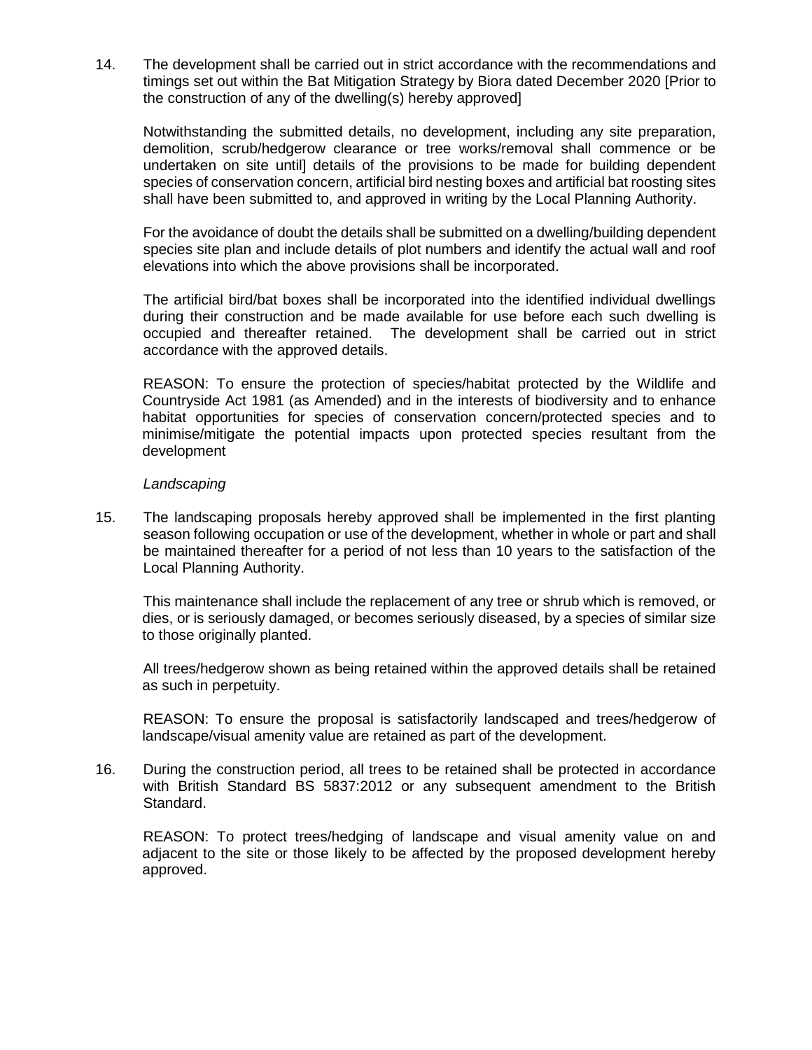14. The development shall be carried out in strict accordance with the recommendations and timings set out within the Bat Mitigation Strategy by Biora dated December 2020 [Prior to the construction of any of the dwelling(s) hereby approved]

    Notwithstanding the submitted details, no development, including any site preparation, demolition, scrub/hedgerow clearance or tree works/removal shall commence or be undertaken on site until] details of the provisions to be made for building dependent species of conservation concern, artificial bird nesting boxes and artificial bat roosting sites shall have been submitted to, and approved in writing by the Local Planning Authority.

    For the avoidance of doubt the details shall be submitted on a dwelling/building dependent species site plan and include details of plot numbers and identify the actual wall and roof elevations into which the above provisions shall be incorporated.

    The artificial bird/bat boxes shall be incorporated into the identified individual dwellings during their construction and be made available for use before each such dwelling is occupied and thereafter retained. The development shall be carried out in strict accordance with the approved details.

    REASON: To ensure the protection of species/habitat protected by the Wildlife and Countryside Act 1981 (as Amended) and in the interests of biodiversity and to enhance habitat opportunities for species of conservation concern/protected species and to minimise/mitigate the potential impacts upon protected species resultant from the development

    *Landscaping*

15. The landscaping proposals hereby approved shall be implemented in the first planting season following occupation or use of the development, whether in whole or part and shall be maintained thereafter for a period of not less than 10 years to the satisfaction of the Local Planning Authority.

    This maintenance shall include the replacement of any tree or shrub which is removed, or dies, or is seriously damaged, or becomes seriously diseased, by a species of similar size to those originally planted.

    All trees/hedgerow shown as being retained within the approved details shall be retained as such in perpetuity.

    REASON: To ensure the proposal is satisfactorily landscaped and trees/hedgerow of landscape/visual amenity value are retained as part of the development.

16. During the construction period, all trees to be retained shall be protected in accordance with British Standard BS 5837:2012 or any subsequent amendment to the British Standard.

    REASON: To protect trees/hedging of landscape and visual amenity value on and adjacent to the site or those likely to be affected by the proposed development hereby approved.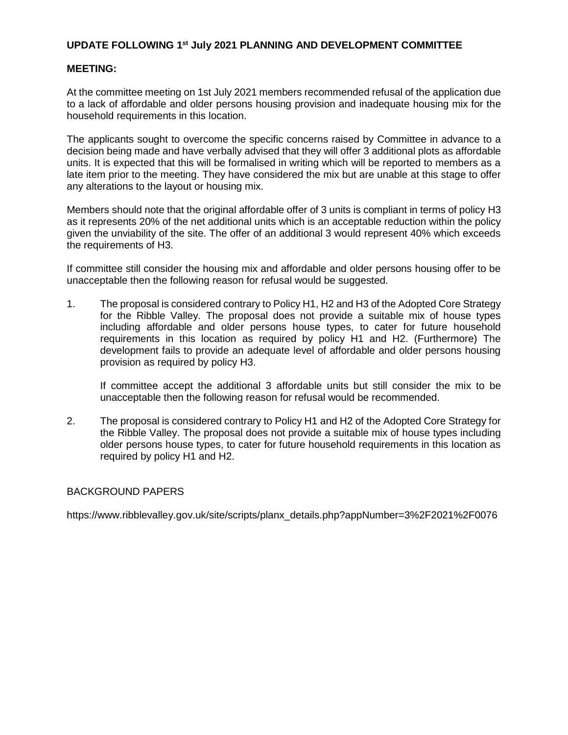**UPDATE FOLLOWING 1st July 2021 PLANNING AND DEVELOPMENT COMMITTEE**

**MEETING:**

At the committee meeting on 1st July 2021 members recommended refusal of the application due to a lack of affordable and older persons housing provision and inadequate housing mix for the household requirements in this location.

The applicants sought to overcome the specific concerns raised by Committee in advance to a decision being made and have verbally advised that they will offer 3 additional plots as affordable units. It is expected that this will be formalised in writing which will be reported to members as a late item prior to the meeting. They have considered the mix but are unable at this stage to offer any alterations to the layout or housing mix.

Members should note that the original affordable offer of 3 units is compliant in terms of policy H3 as it represents 20% of the net additional units which is an acceptable reduction within the policy given the unviability of the site. The offer of an additional 3 would represent 40% which exceeds the requirements of H3.

If committee still consider the housing mix and affordable and older persons housing offer to be unacceptable then the following reason for refusal would be suggested.

1. The proposal is considered contrary to Policy H1, H2 and H3 of the Adopted Core Strategy for the Ribble Valley. The proposal does not provide a suitable mix of house types including affordable and older persons house types, to cater for future household requirements in this location as required by policy H1 and H2. (Furthermore) The development fails to provide an adequate level of affordable and older persons housing provision as required by policy H3.

   If committee accept the additional 3 affordable units but still consider the mix to be unacceptable then the following reason for refusal would be recommended.

2. The proposal is considered contrary to Policy H1 and H2 of the Adopted Core Strategy for the Ribble Valley. The proposal does not provide a suitable mix of house types including older persons house types, to cater for future household requirements in this location as required by policy H1 and H2.

BACKGROUND PAPERS

https://www.ribblevalley.gov.uk/site/scripts/planx_details.php?appNumber=3%2F2021%2F0076